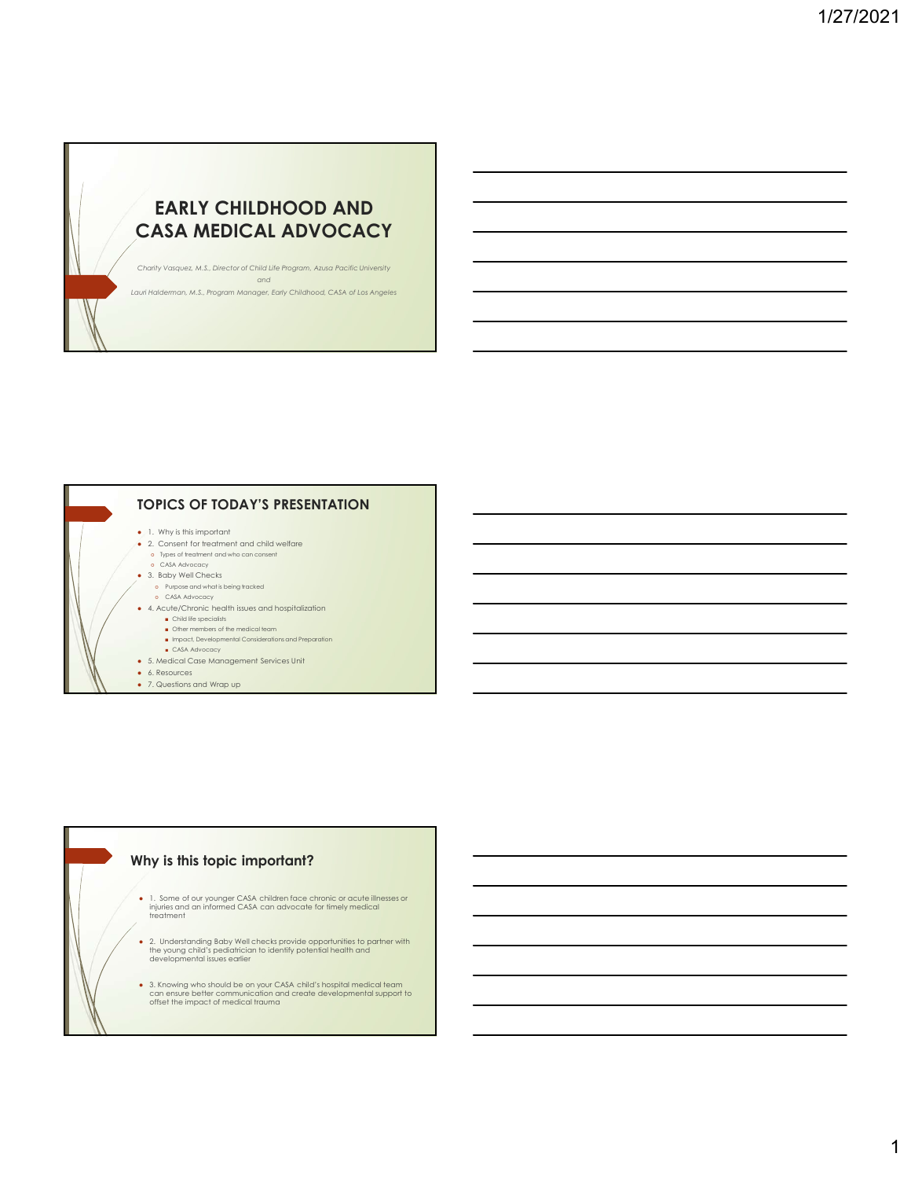# EARLY CHILDHOOD AND CASA MEDICAL ADVOCACY

*Charity Vasquez, M.S., Director of Child Life Program, Azusa Pacific University*

*and*

*Lauri Halderman, M.S., Program Manager, Early Childhood, CASA of Los Angeles*

## TOPICS OF TODAY'S PRESENTATION

- 1. Why is this important
- 2. Consent for treatment and child welfare
  - Types of treatment and who can consent
  - CASA Advocacy
- 3. Baby Well Checks
  - Purpose and what is being tracked
  - CASA Advocacy
- 4. Acute/Chronic health issues and hospitalization
  - Child life specialists
  - Other members of the medical team
  - Impact, Developmental Considerations and Preparation
  - CASA Advocacy
- 5. Medical Case Management Services Unit
- 6. Resources
- 7. Questions and Wrap up

## Why is this topic important?

- 1. Some of our younger CASA children face chronic or acute illnesses or injuries and an informed CASA can advocate for timely medical treatment
- 2. Understanding Baby Well checks provide opportunities to partner with the young child's pediatrician to identify potential health and developmental issues earlier
- 3. Knowing who should be on your CASA child's hospital medical team can ensure better communication and create developmental support to offset the impact of medical trauma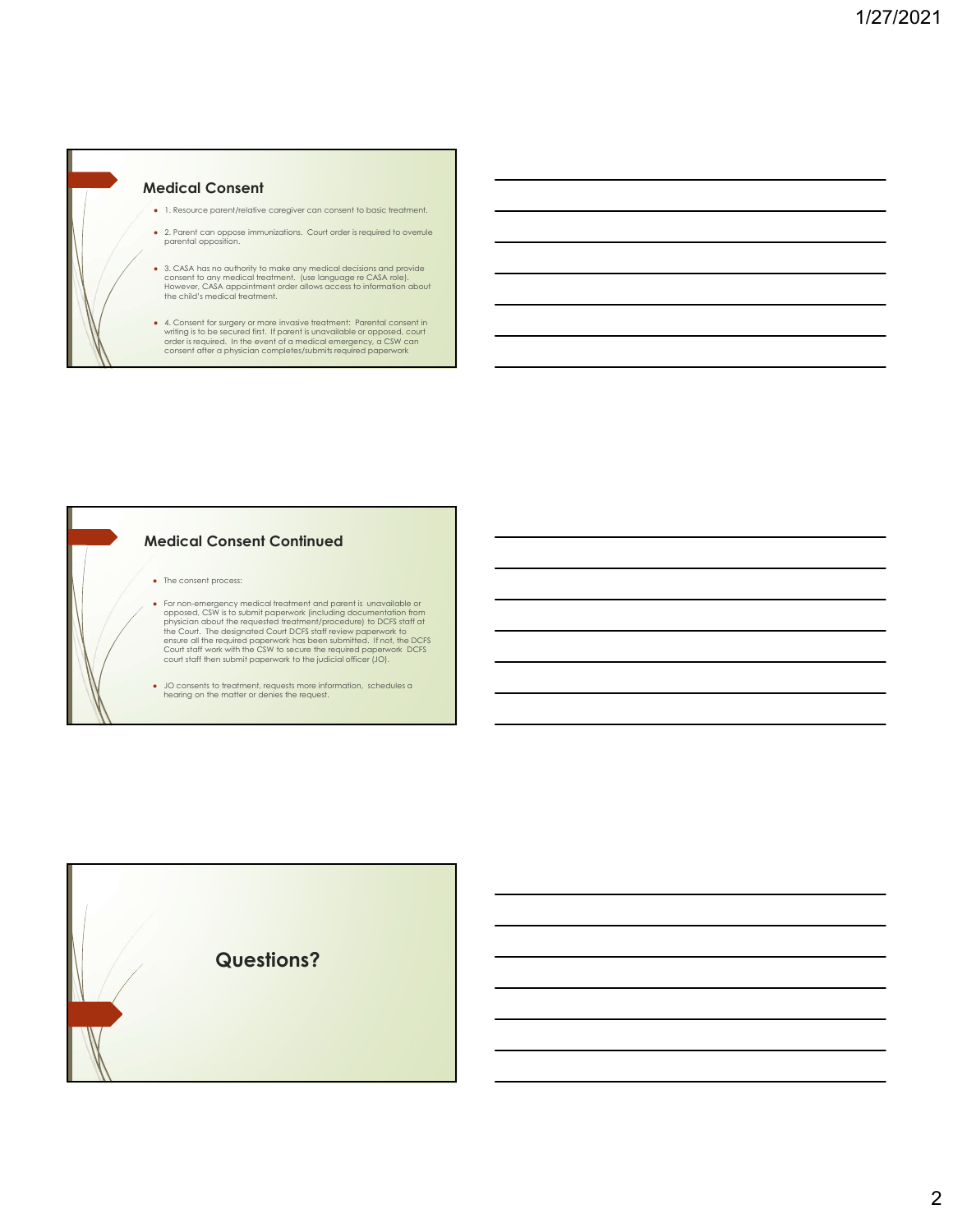## Medical Consent

- 1. Resource parent/relative caregiver can consent to basic treatment.
- 2. Parent can oppose immunizations. Court order is required to overrule parental opposition.
- 3. CASA has no authority to make any medical decisions and provide consent to any medical treatment. (use language re CASA role). However, CASA appointment order allows access to information about the child's medical treatment.
- 4. Consent for surgery or more invasive treatment: Parental consent in writing is to be secured first. If parent is unavailable or opposed, court order is required. In the event of a medical emergency, a CSW can consent after a physician completes/submits required paperwork

## Medical Consent Continued

- The consent process:
- For non-emergency medical treatment and parent is unavailable or opposed, CSW is to submit paperwork (including documentation from physician about the requested treatment/procedure) to DCFS staff at the Court. The designated Court DCFS staff review paperwork to ensure all the required paperwork has been submitted. If not, the DCFS Court staff work with the CSW to secure the required paperwork DCFS court staff then submit paperwork to the judicial officer (JO).
- JO consents to treatment, requests more information, schedules a hearing on the matter or denies the request.

## Questions?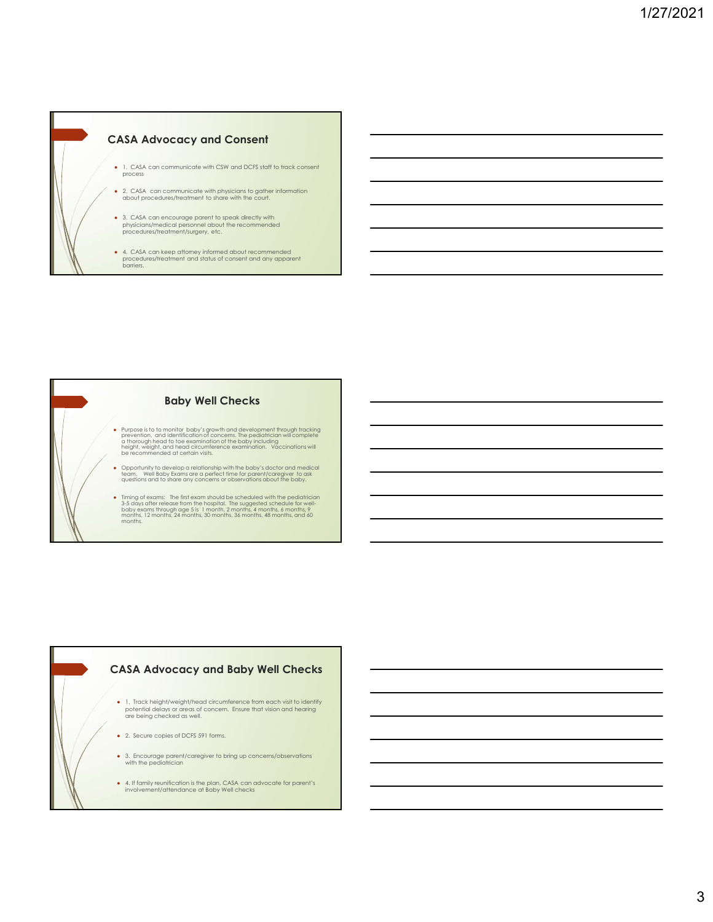## CASA Advocacy and Consent

- 1. CASA can communicate with CSW and DCFS staff to track consent process
- 2. CASA can communicate with physicians to gather information about procedures/treatment to share with the court.
- 3. CASA can encourage parent to speak directly with physicians/medical personnel about the recommended procedures/treatment/surgery, etc.
- 4. CASA can keep attorney informed about recommended procedures/treatment and status of consent and any apparent barriers.

## Baby Well Checks

- Purpose is to to monitor baby's growth and development through tracking prevention, and identification of concerns. The pediatrician will complete a thorough head to toe examination of the baby including height, weight, and head circumference examination. Vaccinations will be recommended at certain visits.
- Opportunity to develop a relationship with the baby's doctor and medical team. Well Baby Exams are a perfect time for parent/caregiver to ask questions and to share any concerns or observations about the baby.
- Timing of exams: The first exam should be scheduled with the pediatrician 3-5 days after release from the hospital. The suggested schedule for well-baby exams through age 5 is 1 month, 2 months, 4 months, 6 months, 9 months, 12 months, 24 months, 30 months, 36 months, 48 months, and 60 months.

## CASA Advocacy and Baby Well Checks

- 1. Track height/weight/head circumference from each visit to identify potential delays or areas of concern. Ensure that vision and hearing are being checked as well.
- 2. Secure copies of DCFS 591 forms.
- 3. Encourage parent/caregiver to bring up concerns/observations with the pediatrician
- 4. If family reunification is the plan, CASA can advocate for parent's involvement/attendance at Baby Well checks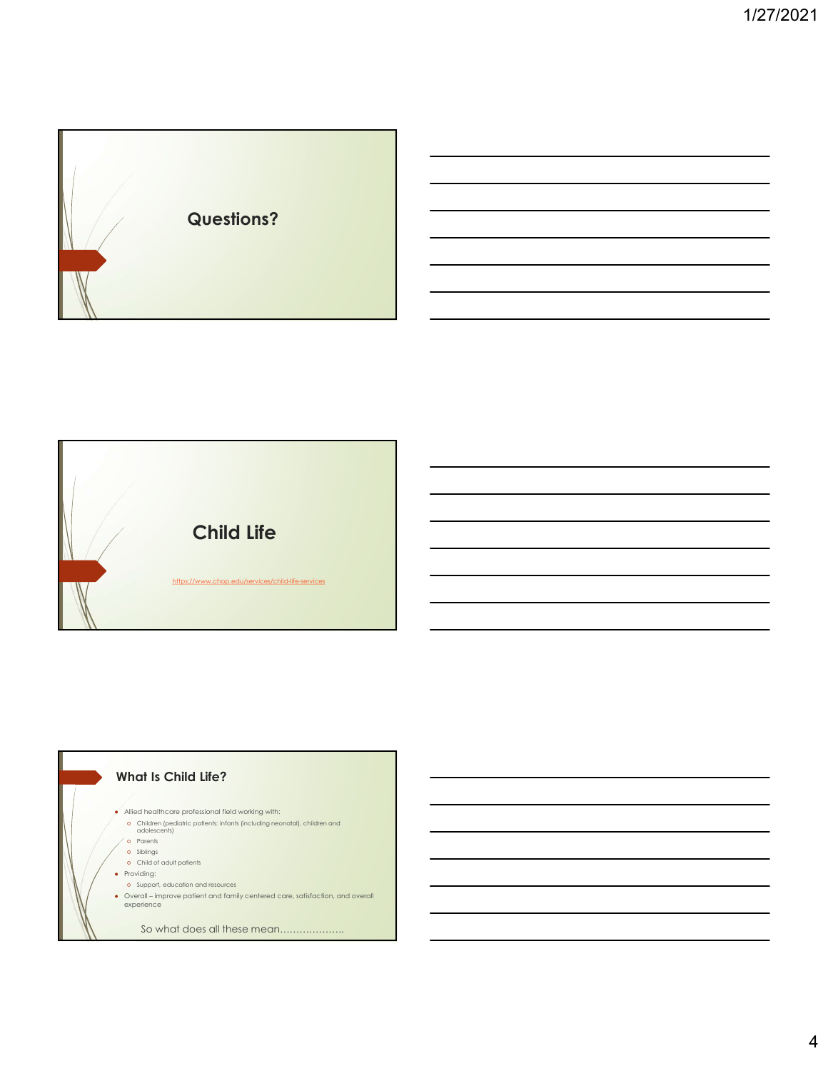## Questions?

## Child Life

https://www.chop.edu/services/child-life-services

## What Is Child Life?

- Allied healthcare professional field working with:
  - Children (pediatric patients: infants (including neonatal), children and adolescents)
  - Parents
  - Siblings
  - Child of adult patients
- Providing:
  - Support, education and resources
- Overall – improve patient and family centered care, satisfaction, and overall experience

So what does all these mean……………….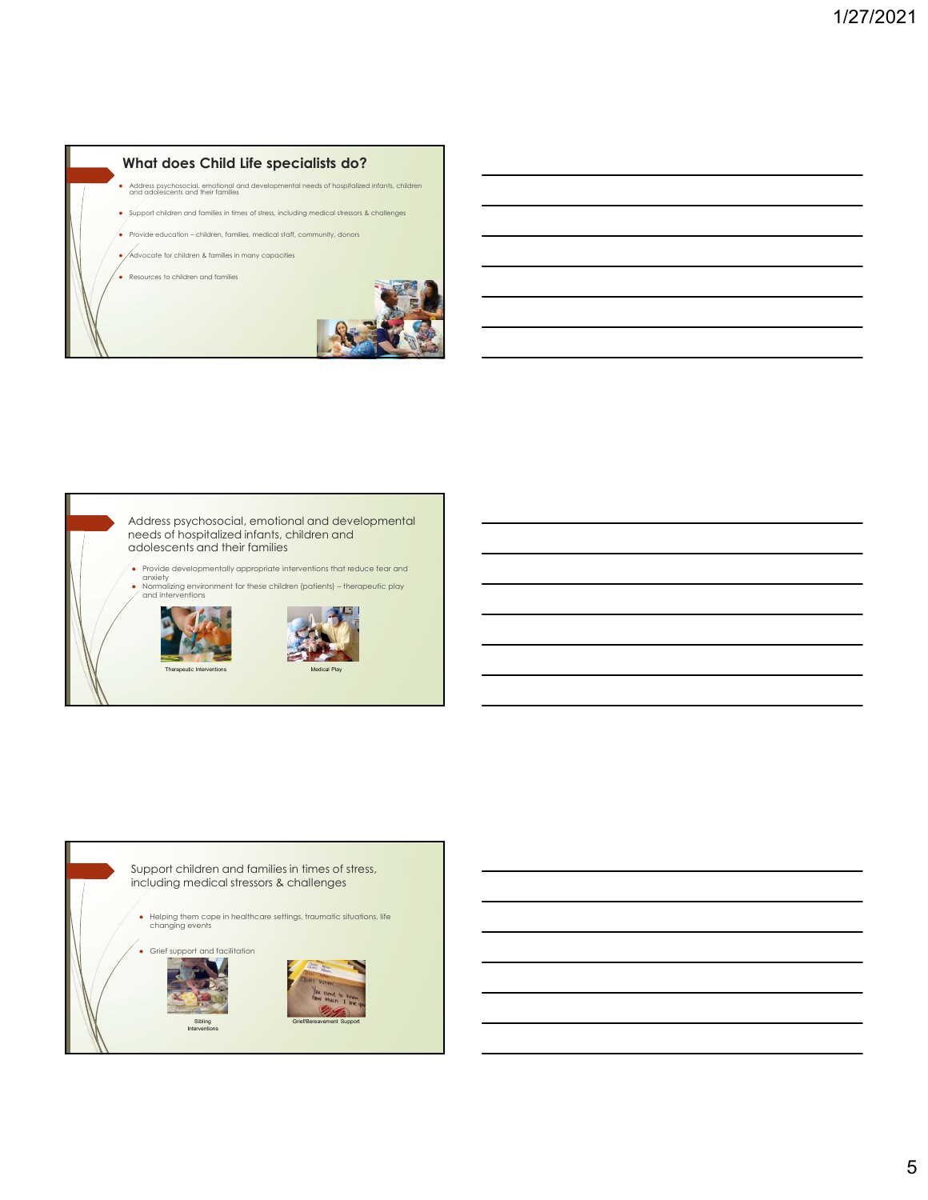## What does Child Life specialists do?

- Address psychosocial, emotional and developmental needs of hospitalized infants, children and adolescents and their families
- Support children and families in times of stress, including medical stressors & challenges
- Provide education – children, families, medical staff, community, donors
- Advocate for children & families in many capacities
- Resources to children and families

## Address psychosocial, emotional and developmental needs of hospitalized infants, children and adolescents and their families

- Provide developmentally appropriate interventions that reduce fear and anxiety
- Normalizing environment for these children (patients) – therapeutic play and interventions

Therapeutic Interventions

Medical Play

## Support children and families in times of stress, including medical stressors & challenges

- Helping them cope in healthcare settings, traumatic situations, life changing events
- Grief support and facilitation

Sibling Interventions

Grief/Bereavement Support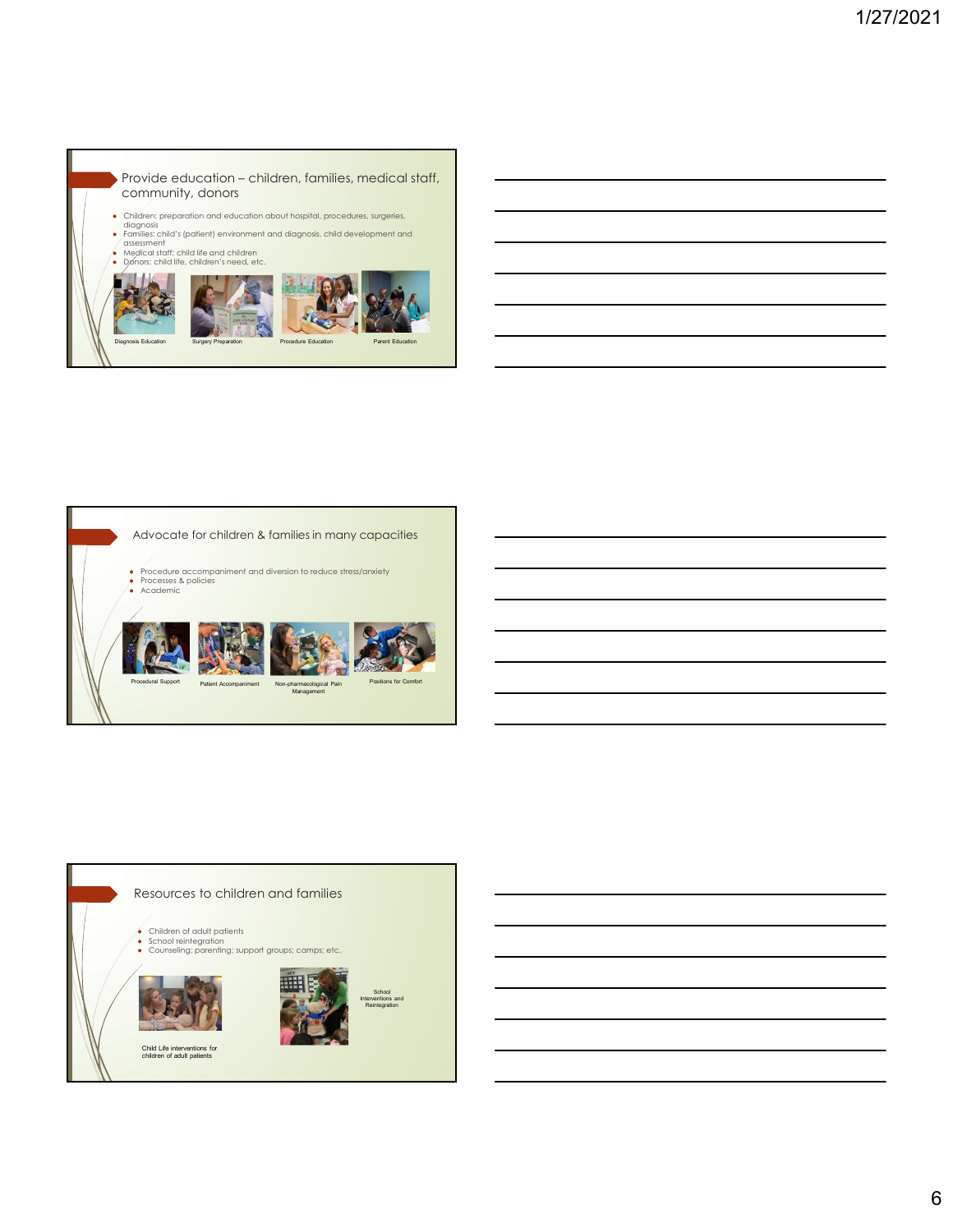## Provide education – children, families, medical staff, community, donors

- Children: preparation and education about hospital, procedures, surgeries, diagnosis
- Families: child's (patient) environment and diagnosis, child development and assessment
- Medical staff: child life and children
- Donors: child life, children's need, etc.

Diagnosis Education

Surgery Preparation

Procedure Education

Parent Education

## Advocate for children & families in many capacities

- Procedure accompaniment and diversion to reduce stress/anxiety
- Processes & policies
- Academic

Procedural Support

Patient Accompaniment

Non-pharmacological Pain Management

Positions for Comfort

## Resources to children and families

- Children of adult patients
- School reintegration
- Counseling; parenting; support groups; camps; etc.

Child Life interventions for children of adult patients

School Interventions and Reintegration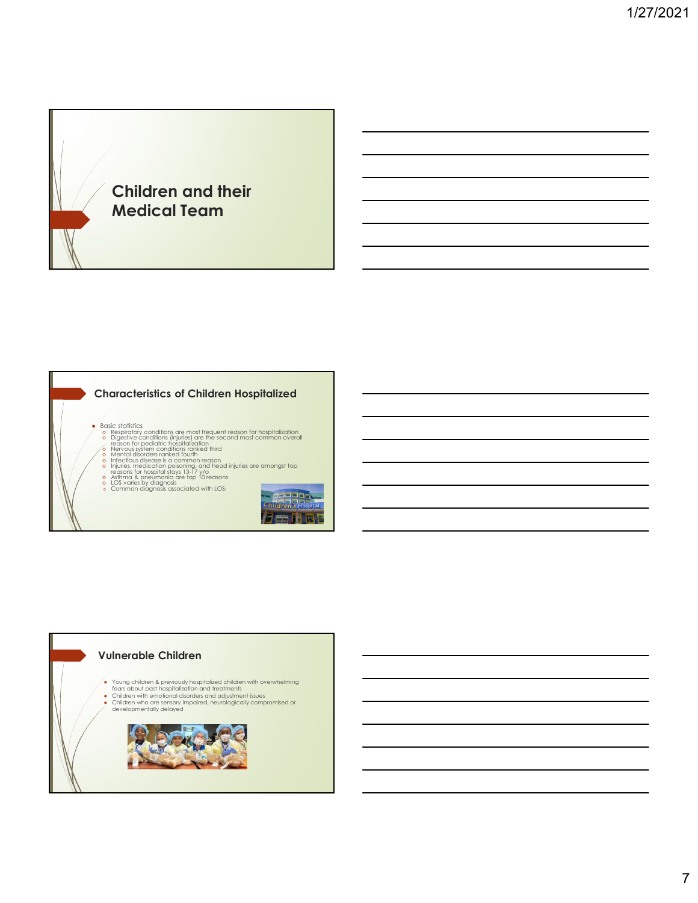## Children and their Medical Team

## Characteristics of Children Hospitalized

- Basic statistics
  - Respiratory conditions are most frequent reason for hospitalization
  - Digestive conditions (injuries) are the second most common overall reason for pediatric hospitalization
  - Nervous system conditions ranked third
  - Mental disorders ranked fourth
  - Infectious disease is a common reason
  - Injuries, medication poisoning, and head injuries are amongst top reasons for hospital stays 13-17 y/o
  - Asthma & pneumonia are top 10 reasons
  - LOS varies by diagnosis
  - Common diagnosis associated with LOS:

## Vulnerable Children

- Young children & previously hospitalized children with overwhelming fears about past hospitalization and treatments
- Children with emotional disorders and adjustment issues
- Children who are sensory impaired, neurologically compromised or developmentally delayed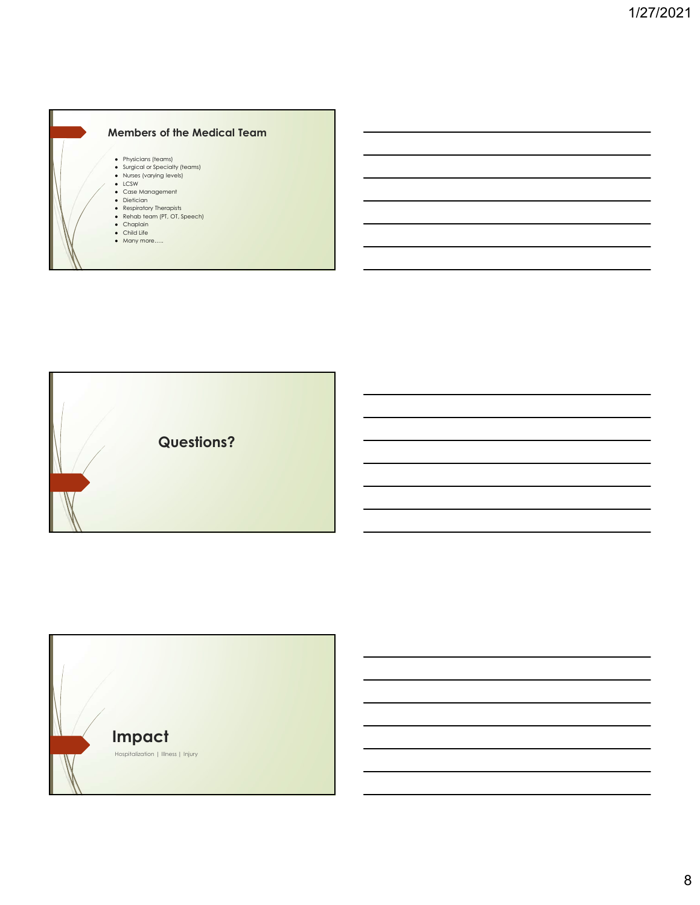## Members of the Medical Team

- Physicians (teams)
- Surgical or Specialty (teams)
- Nurses (varying levels)
- LCSW
- Case Management
- Dietician
- Respiratory Therapists
- Rehab team (PT, OT, Speech)
- Chaplain
- Child Life
- Many more…..

## Questions?

## Impact

Hospitalization | Illness | Injury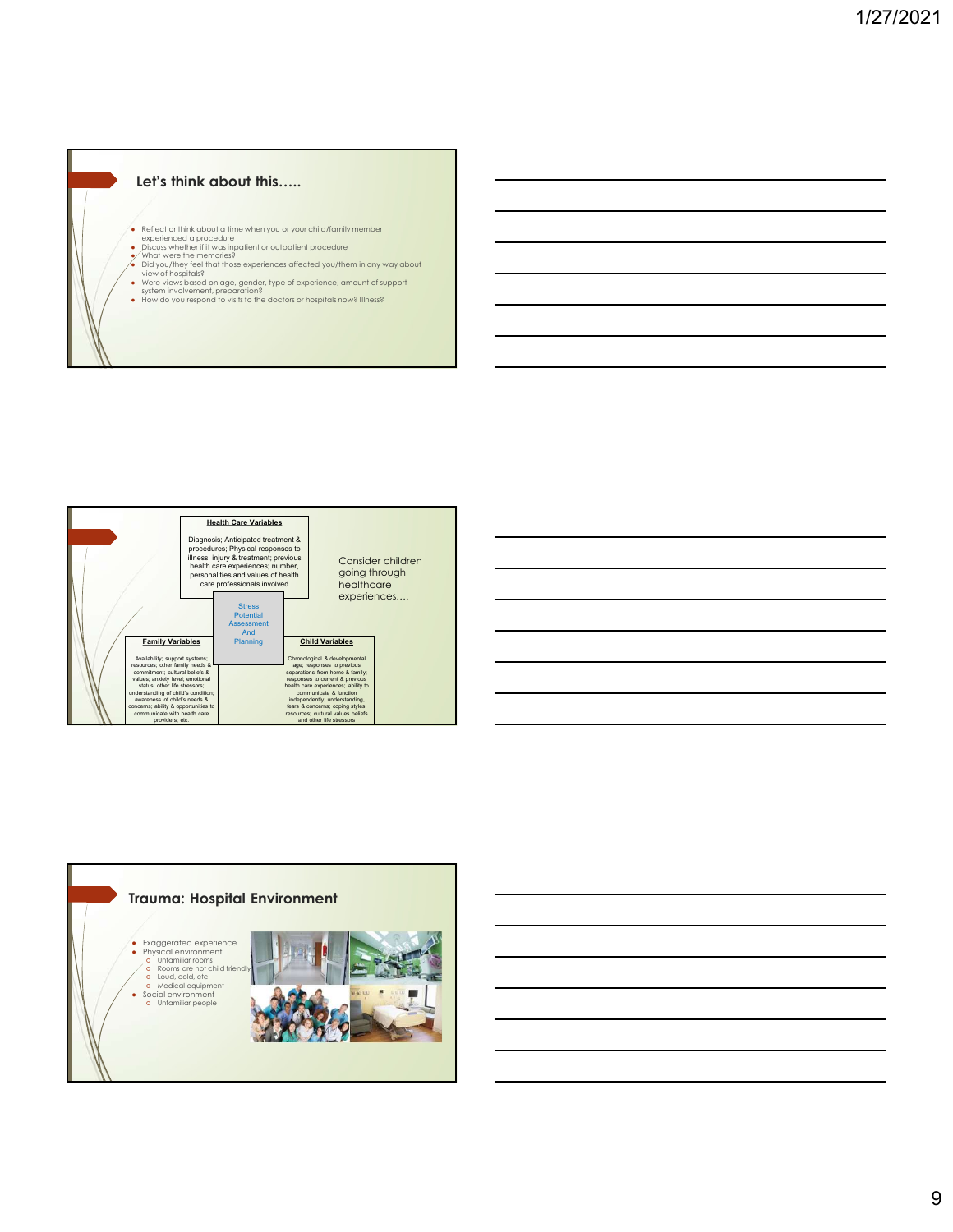## Let's think about this…..

- Reflect or think about a time when you or your child/family member experienced a procedure
- Discuss whether if it was inpatient or outpatient procedure
- What were the memories?
- Did you/they feel that those experiences affected you/them in any way about view of hospitals?
- Were views based on age, gender, type of experience, amount of support system involvement, preparation?
- How do you respond to visits to the doctors or hospitals now? Illness?

---

**Health Care Variables**

Diagnosis; Anticipated treatment & procedures; Physical responses to illness, injury & treatment; previous health care experiences; number, personalities and values of health care professionals involved

Stress Potential Assessment And Planning

**Family Variables**

Availability; support systems; resources; other family needs & commitment; cultural beliefs & values; anxiety level; emotional status; other life stressors; understanding of child's condition; awareness of child's needs & concerns; ability & opportunities to communicate with health care providers; etc.

**Child Variables**

Chronological & developmental age; responses to previous separations from home & family; responses to current & previous health care experiences; ability to communicate & function independently; understanding, fears & concerns; coping styles; resources; cultural values beliefs and other life stressors

Consider children going through healthcare experiences….

---

## Trauma: Hospital Environment

- Exaggerated experience
- Physical environment
  - Unfamiliar rooms
  - Rooms are not child friendly
  - Loud, cold, etc.
  - Medical equipment
- Social environment
  - Unfamiliar people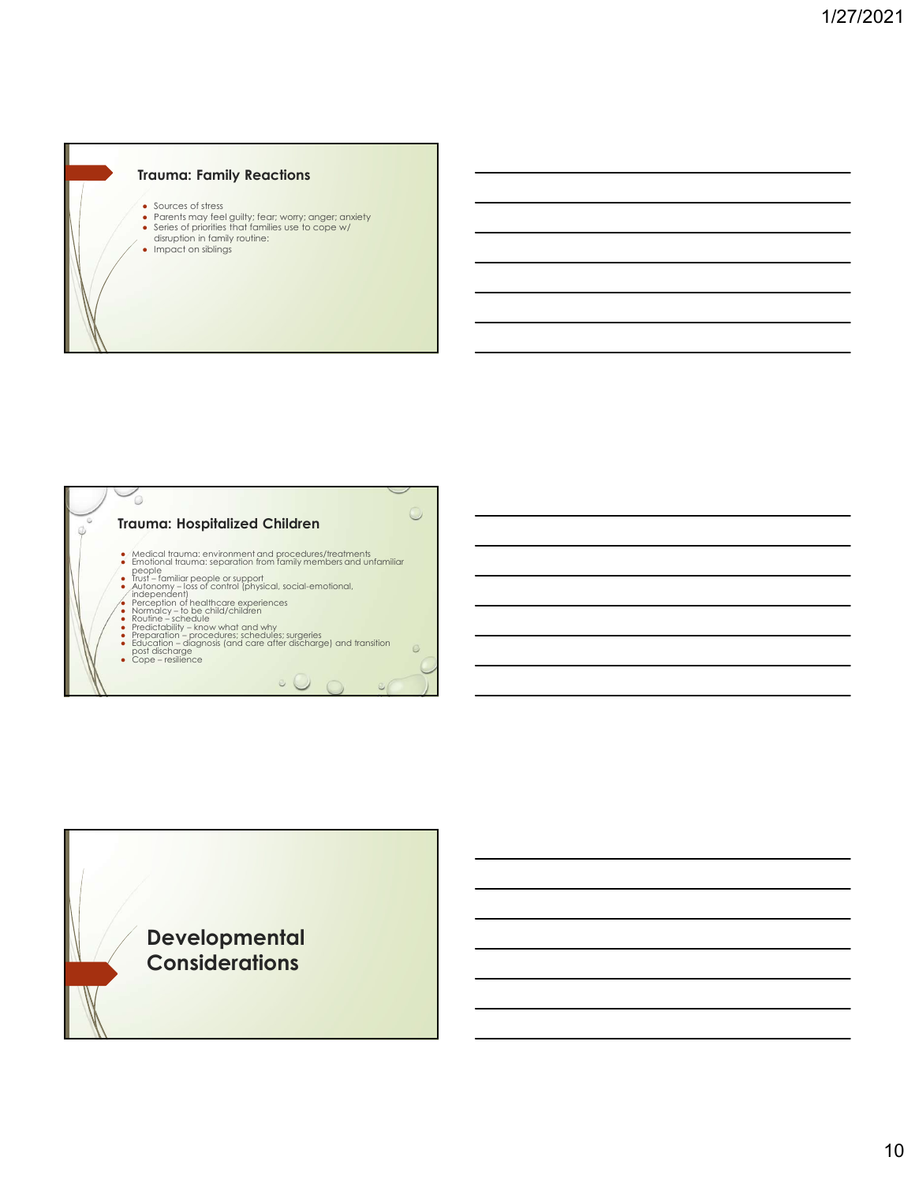## Trauma: Family Reactions

- Sources of stress
- Parents may feel guilty; fear; worry; anger; anxiety
- Series of priorities that families use to cope w/ disruption in family routine:
- Impact on siblings

## Trauma: Hospitalized Children

- Medical trauma: environment and procedures/treatments
- Emotional trauma: separation from family members and unfamiliar people
- Trust – familiar people or support
- Autonomy – loss of control (physical, social-emotional, independent)
- Perception of healthcare experiences
- Normalcy – to be child/children
- Routine – schedule
- Predictability – know what and why
- Preparation – procedures; schedules; surgeries
- Education – diagnosis (and care after discharge) and transition post discharge
- Cope – resilience

# Developmental Considerations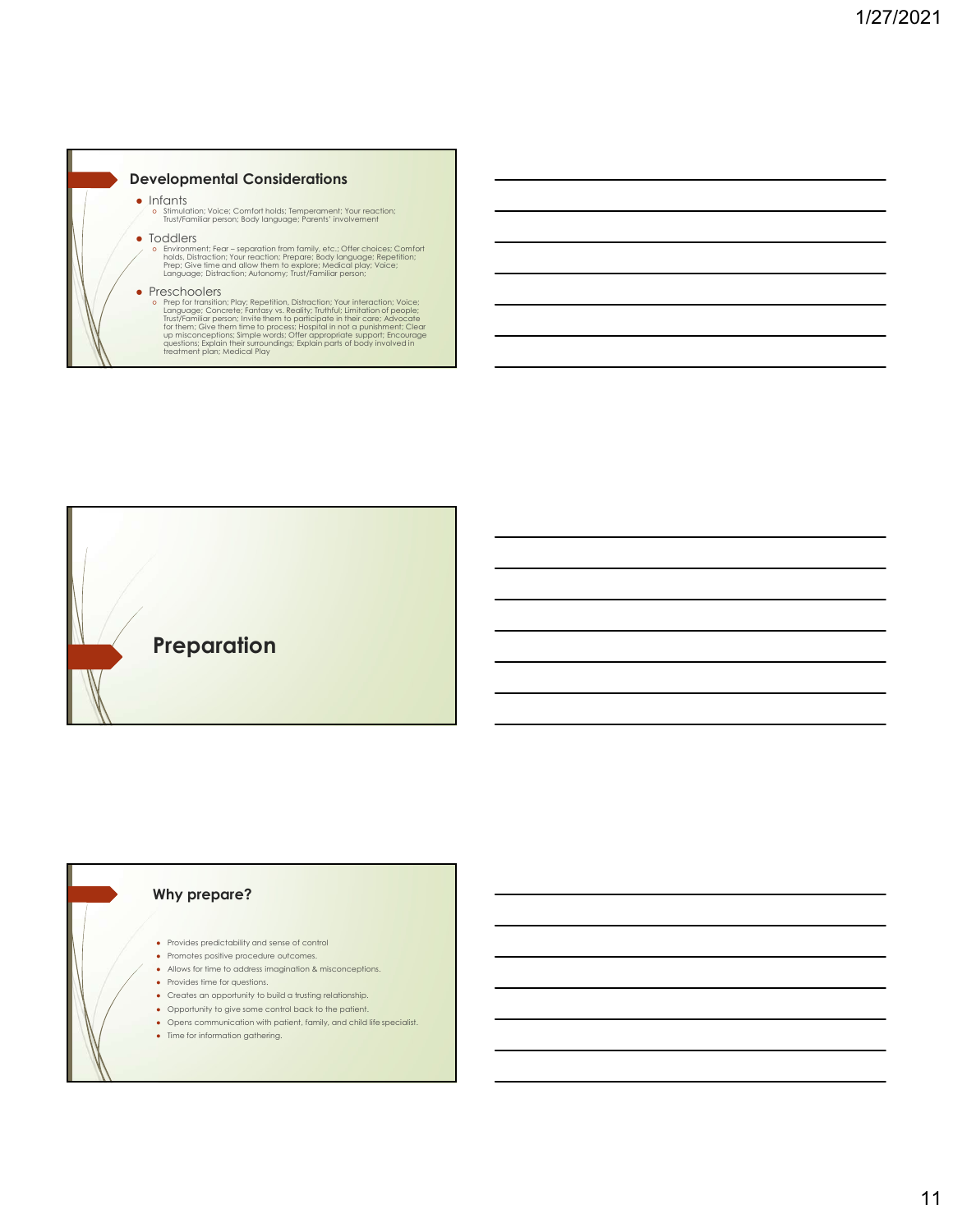## Developmental Considerations

- Infants
  - Stimulation; Voice; Comfort holds; Temperament; Your reaction; Trust/Familiar person; Body language; Parents' involvement
- Toddlers
  - Environment; Fear – separation from family, etc.; Offer choices; Comfort holds, Distraction; Your reaction; Prepare; Body language; Repetition, Prep; Give time and allow them to explore; Medical play; Voice; Language; Distraction; Autonomy; Trust/Familiar person;
- Preschoolers
  - Prep for transition; Play; Repetition, Distraction; Your interaction; Voice; Language; Concrete; Fantasy vs. Reality; Truthful; Limitation of people; Trust/Familiar person; Invite them to participate in their care; Advocate for them; Give them time to process; Hospital in not a punishment; Clear up misconceptions; Simple words; Offer appropriate support; Encourage questions; Explain their surroundings; Explain parts of body involved in treatment plan; Medical Play

## Preparation

## Why prepare?

- Provides predictability and sense of control
- Promotes positive procedure outcomes.
- Allows for time to address imagination & misconceptions.
- Provides time for questions.
- Creates an opportunity to build a trusting relationship.
- Opportunity to give some control back to the patient.
- Opens communication with patient, family, and child life specialist.
- Time for information gathering.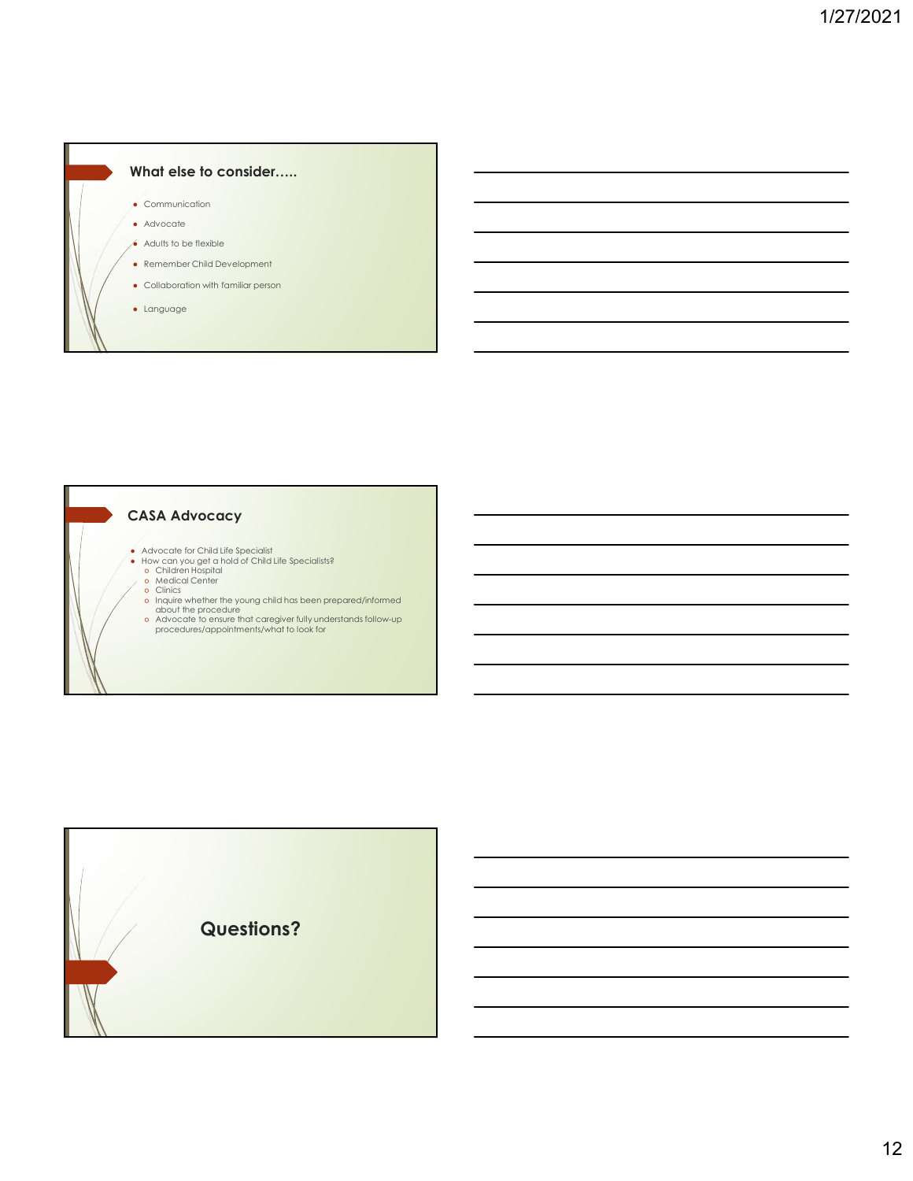## What else to consider…..

- Communication
- Advocate
- Adults to be flexible
- Remember Child Development
- Collaboration with familiar person
- Language

## CASA Advocacy

- Advocate for Child Life Specialist
- How can you get a hold of Child Life Specialists?
  - Children Hospital
  - Medical Center
  - Clinics
  - Inquire whether the young child has been prepared/informed about the procedure
  - Advocate to ensure that caregiver fully understands follow-up procedures/appointments/what to look for

## Questions?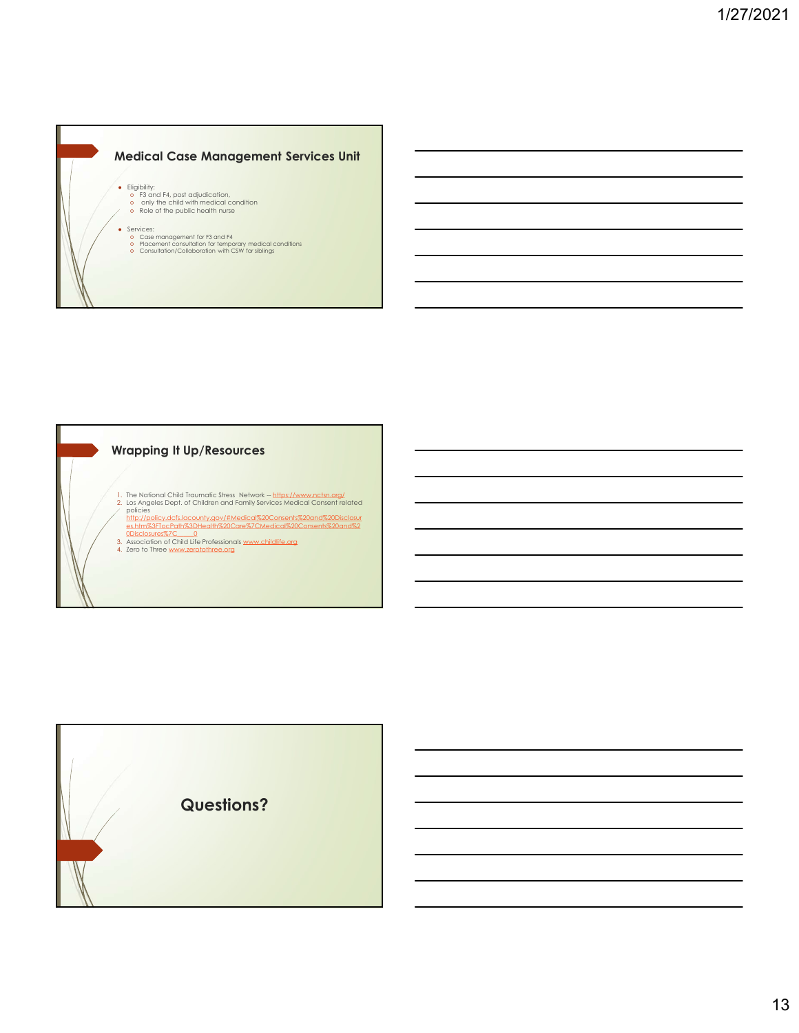## Medical Case Management Services Unit

- Eligibility:
  - F3 and F4, post adjudication,
  - only the child with medical condition
  - Role of the public health nurse
- Services:
  - Case management for F3 and F4
  - Placement consultation for temporary medical conditions
  - Consultation/Collaboration with CSW for siblings

## Wrapping It Up/Resources

1. The National Child Traumatic Stress Network -- https://www.nctsn.org/
2. Los Angeles Dept. of Children and Family Services Medical Consent related policies http://policy.dcfs.lacounty.gov/#Medical%20Consents%20and%20Disclosures.htm%3FTocPath%3DHealth%20Care%7CMedical%20Consents%20and%20Disclosures%7C_____0
3. Association of Child Life Professionals www.childlife.org
4. Zero to Three www.zerotothree.org

## Questions?